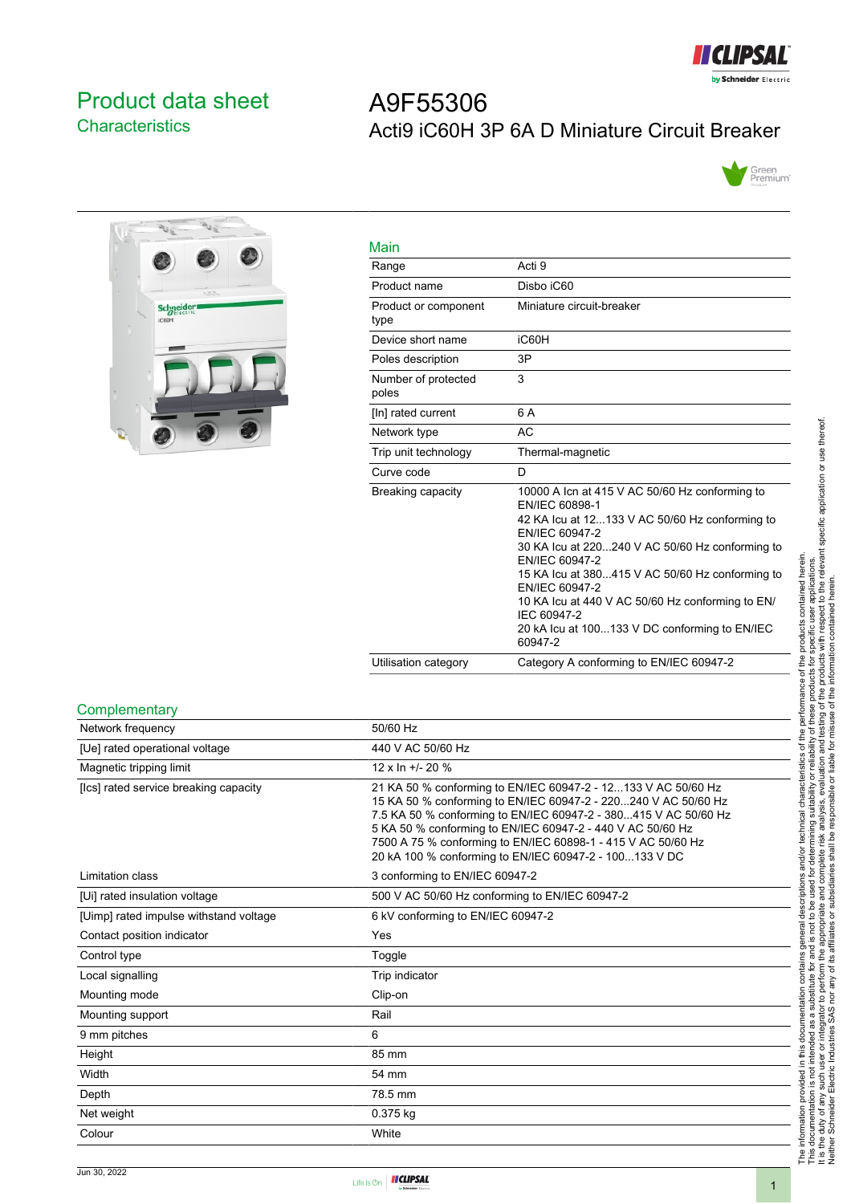# Product data sheet

## Characteristics

# A9F55306

## Acti9 iC60H 3P 6A D Miniature Circuit Breaker

### Main

| | |
|---|---|
| Range | Acti 9 |
| Product name | Disbo iC60 |
| Product or component type | Miniature circuit-breaker |
| Device short name | iC60H |
| Poles description | 3P |
| Number of protected poles | 3 |
| [In] rated current | 6 A |
| Network type | AC |
| Trip unit technology | Thermal-magnetic |
| Curve code | D |
| Breaking capacity | 10000 A Icn at 415 V AC 50/60 Hz conforming to EN/IEC 60898-1<br>42 KA Icu at 12...133 V AC 50/60 Hz conforming to EN/IEC 60947-2<br>30 KA Icu at 220...240 V AC 50/60 Hz conforming to EN/IEC 60947-2<br>15 KA Icu at 380...415 V AC 50/60 Hz conforming to EN/IEC 60947-2<br>10 KA Icu at 440 V AC 50/60 Hz conforming to EN/IEC 60947-2<br>20 kA Icu at 100...133 V DC conforming to EN/IEC 60947-2 |
| Utilisation category | Category A conforming to EN/IEC 60947-2 |

### Complementary

| | |
|---|---|
| Network frequency | 50/60 Hz |
| [Ue] rated operational voltage | 440 V AC 50/60 Hz |
| Magnetic tripping limit | 12 x In +/- 20 % |
| [Ics] rated service breaking capacity | 21 KA 50 % conforming to EN/IEC 60947-2 - 12...133 V AC 50/60 Hz<br>15 KA 50 % conforming to EN/IEC 60947-2 - 220...240 V AC 50/60 Hz<br>7.5 KA 50 % conforming to EN/IEC 60947-2 - 380...415 V AC 50/60 Hz<br>5 KA 50 % conforming to EN/IEC 60947-2 - 440 V AC 50/60 Hz<br>7500 A 75 % conforming to EN/IEC 60898-1 - 415 V AC 50/60 Hz<br>20 kA 100 % conforming to EN/IEC 60947-2 - 100...133 V DC |
| Limitation class | 3 conforming to EN/IEC 60947-2 |
| [Ui] rated insulation voltage | 500 V AC 50/60 Hz conforming to EN/IEC 60947-2 |
| [Uimp] rated impulse withstand voltage | 6 kV conforming to EN/IEC 60947-2 |
| Contact position indicator | Yes |
| Control type | Toggle |
| Local signalling | Trip indicator |
| Mounting mode | Clip-on |
| Mounting support | Rail |
| 9 mm pitches | 6 |
| Height | 85 mm |
| Width | 54 mm |
| Depth | 78.5 mm |
| Net weight | 0.375 kg |
| Colour | White |

The information provided in this documentation contains general descriptions and/or technical characteristics of the performance of the products contained herein.
This documentation is not intended as a substitute for and is not to be used for determining suitability or reliability of these products for specific user applications.
It is the duty of any such user or integrator to perform the appropriate and complete risk analysis, evaluation and testing of the products with respect to the relevant specific application or use thereof.
Neither Schneider Electric Industries SAS nor any of its affiliates or subsidiaries shall be responsible or liable for misuse of the information contained herein.

Jun 30, 2022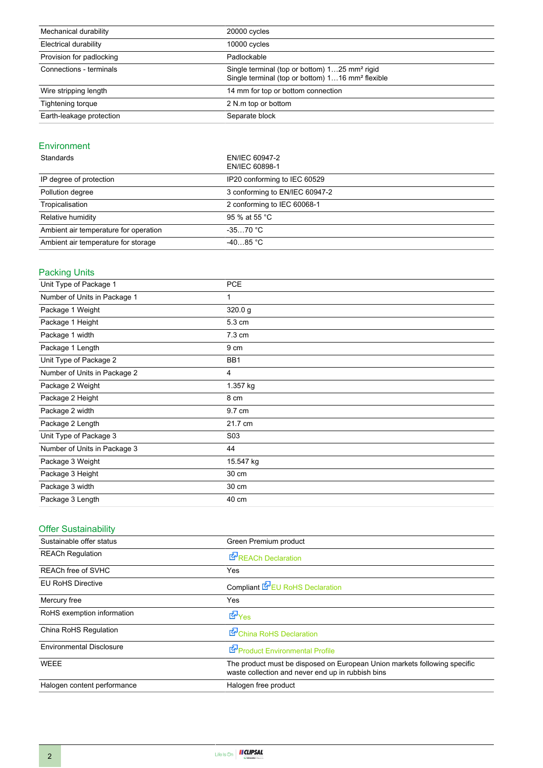| | |
|---|---|
| Mechanical durability | 20000 cycles |
| Electrical durability | 10000 cycles |
| Provision for padlocking | Padlockable |
| Connections - terminals | Single terminal (top or bottom) 1…25 mm² rigid<br>Single terminal (top or bottom) 1…16 mm² flexible |
| Wire stripping length | 14 mm for top or bottom connection |
| Tightening torque | 2 N.m top or bottom |
| Earth-leakage protection | Separate block |

## Environment

| | |
|---|---|
| Standards | EN/IEC 60947-2<br>EN/IEC 60898-1 |
| IP degree of protection | IP20 conforming to IEC 60529 |
| Pollution degree | 3 conforming to EN/IEC 60947-2 |
| Tropicalisation | 2 conforming to IEC 60068-1 |
| Relative humidity | 95 % at 55 °C |
| Ambient air temperature for operation | -35…70 °C |
| Ambient air temperature for storage | -40…85 °C |

## Packing Units

| | |
|---|---|
| Unit Type of Package 1 | PCE |
| Number of Units in Package 1 | 1 |
| Package 1 Weight | 320.0 g |
| Package 1 Height | 5.3 cm |
| Package 1 width | 7.3 cm |
| Package 1 Length | 9 cm |
| Unit Type of Package 2 | BB1 |
| Number of Units in Package 2 | 4 |
| Package 2 Weight | 1.357 kg |
| Package 2 Height | 8 cm |
| Package 2 width | 9.7 cm |
| Package 2 Length | 21.7 cm |
| Unit Type of Package 3 | S03 |
| Number of Units in Package 3 | 44 |
| Package 3 Weight | 15.547 kg |
| Package 3 Height | 30 cm |
| Package 3 width | 30 cm |
| Package 3 Length | 40 cm |

## Offer Sustainability

| | |
|---|---|
| Sustainable offer status | Green Premium product |
| REACh Regulation | REACh Declaration |
| REACh free of SVHC | Yes |
| EU RoHS Directive | Compliant EU RoHS Declaration |
| Mercury free | Yes |
| RoHS exemption information | Yes |
| China RoHS Regulation | China RoHS Declaration |
| Environmental Disclosure | Product Environmental Profile |
| WEEE | The product must be disposed on European Union markets following specific waste collection and never end up in rubbish bins |
| Halogen content performance | Halogen free product |